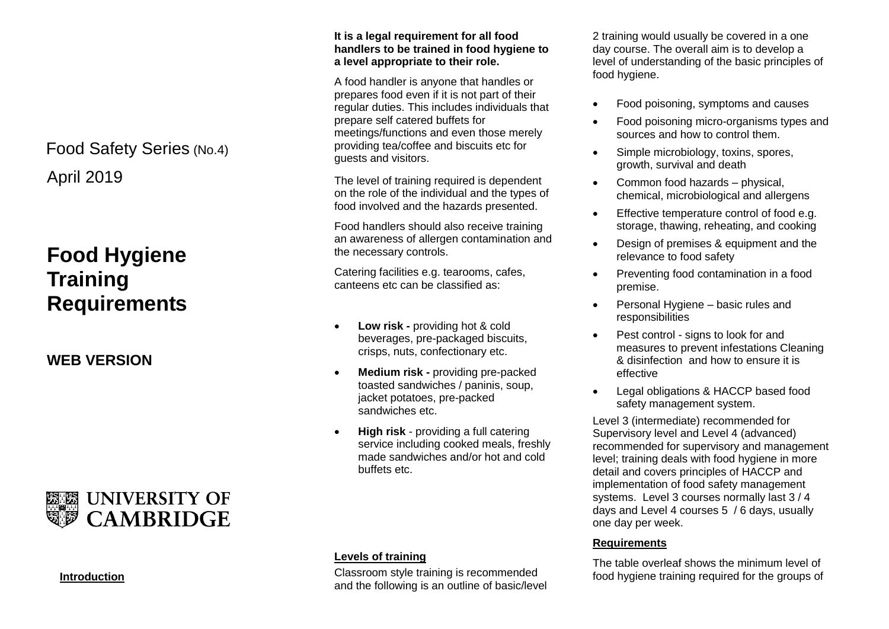Food Safety Series (No.4)

April 2019

# Food Hygiene Training Requirements

**WEB VERSION**

UNIVERSITY OF CAMBRIDGE

## Introduction

**It is a legal requirement for all food handlers to be trained in food hygiene to a level appropriate to their role.**

A food handler is anyone that handles or prepares food even if it is not part of their regular duties. This includes individuals that prepare self catered buffets for meetings/functions and even those merely providing tea/coffee and biscuits etc for guests and visitors.

The level of training required is dependent on the role of the individual and the types of food involved and the hazards presented.

Food handlers should also receive training an awareness of allergen contamination and the necessary controls.

Catering facilities e.g. tearooms, cafes, canteens etc can be classified as:

- **Low risk -** providing hot & cold beverages, pre-packaged biscuits, crisps, nuts, confectionary etc.
- **Medium risk -** providing pre-packed toasted sandwiches / paninis, soup, jacket potatoes, pre-packed sandwiches etc.
- **High risk** - providing a full catering service including cooked meals, freshly made sandwiches and/or hot and cold buffets etc.

## Levels of training

Classroom style training is recommended and the following is an outline of basic/level 2 training would usually be covered in a one day course. The overall aim is to develop a level of understanding of the basic principles of food hygiene.

- Food poisoning, symptoms and causes
- Food poisoning micro-organisms types and sources and how to control them.
- Simple microbiology, toxins, spores, growth, survival and death
- Common food hazards – physical, chemical, microbiological and allergens
- Effective temperature control of food e.g. storage, thawing, reheating, and cooking
- Design of premises & equipment and the relevance to food safety
- Preventing food contamination in a food premise.
- Personal Hygiene – basic rules and responsibilities
- Pest control - signs to look for and measures to prevent infestations Cleaning & disinfection and how to ensure it is effective
- Legal obligations & HACCP based food safety management system.

Level 3 (intermediate) recommended for Supervisory level and Level 4 (advanced) recommended for supervisory and management level; training deals with food hygiene in more detail and covers principles of HACCP and implementation of food safety management systems. Level 3 courses normally last 3 / 4 days and Level 4 courses 5 / 6 days, usually one day per week.

## Requirements

The table overleaf shows the minimum level of food hygiene training required for the groups of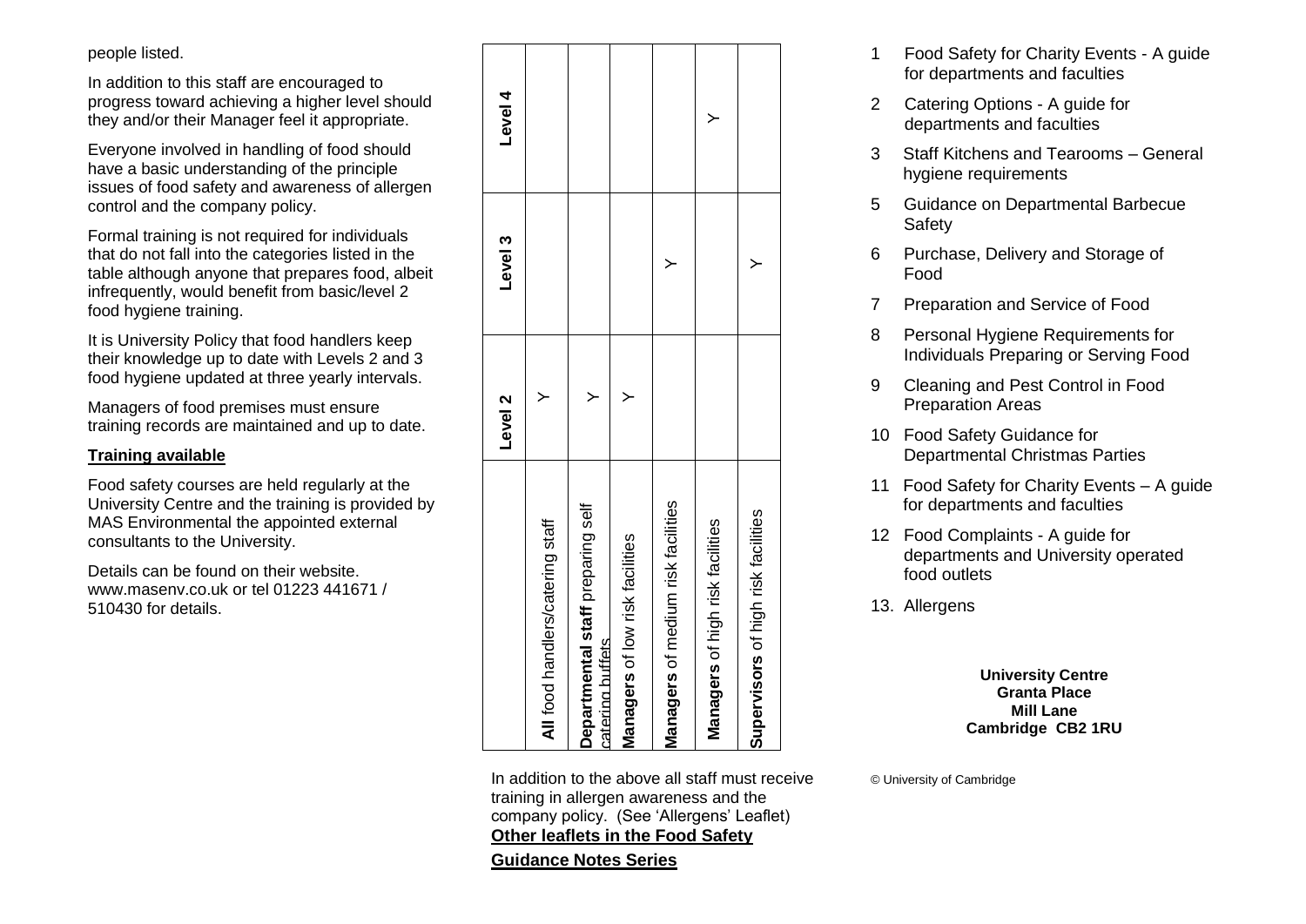people listed.

In addition to this staff are encouraged to progress toward achieving a higher level should they and/or their Manager feel it appropriate.

Everyone involved in handling of food should have a basic understanding of the principle issues of food safety and awareness of allergen control and the company policy.

Formal training is not required for individuals that do not fall into the categories listed in the table although anyone that prepares food, albeit infrequently, would benefit from basic/level 2 food hygiene training.

It is University Policy that food handlers keep their knowledge up to date with Levels 2 and 3 food hygiene updated at three yearly intervals.

Managers of food premises must ensure training records are maintained and up to date.

**Training available**

Food safety courses are held regularly at the University Centre and the training is provided by MAS Environmental the appointed external consultants to the University.

Details can be found on their website. www.masenv.co.uk or tel 01223 441671 / 510430 for details.

| | Level 2 | Level 3 | Level 4 |
|---|---|---|---|
| **All** food handlers/catering staff | Y | | |
| **Departmental staff** preparing self catering buffets | Y | | |
| **Managers** of low risk facilities | Y | | |
| **Managers** of medium risk facilities | | Y | |
| **Managers** of high risk facilities | | | Y |
| **Supervisors** of high risk facilities | | Y | |

In addition to the above all staff must receive training in allergen awareness and the company policy. (See 'Allergens' Leaflet)

**Other leaflets in the Food Safety Guidance Notes Series**

1 Food Safety for Charity Events - A guide for departments and faculties

2 Catering Options - A guide for departments and faculties

3 Staff Kitchens and Tearooms – General hygiene requirements

5 Guidance on Departmental Barbecue Safety

6 Purchase, Delivery and Storage of Food

7 Preparation and Service of Food

8 Personal Hygiene Requirements for Individuals Preparing or Serving Food

9 Cleaning and Pest Control in Food Preparation Areas

10 Food Safety Guidance for Departmental Christmas Parties

11 Food Safety for Charity Events – A guide for departments and faculties

12 Food Complaints - A guide for departments and University operated food outlets

13. Allergens

**University Centre**
**Granta Place**
**Mill Lane**
**Cambridge CB2 1RU**

© University of Cambridge